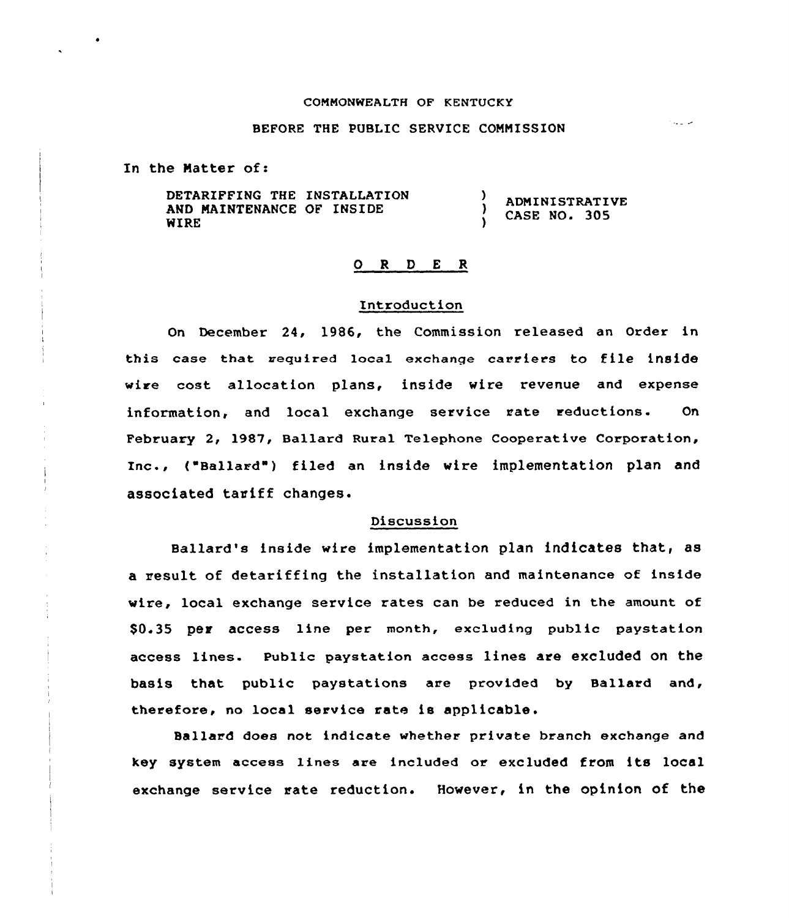COMMONWEALTH OF KENTUCKY

BEFORE THE PUBLIC SERVICE COMMISSION

In the Matter of:

| | | |
|---|---|---|
| DETARIFFING THE INSTALLATION AND MAINTENANCE OF INSIDE WIRE | ) ) ) | ADMINISTRATIVE CASE NO. 305 |

# O R D E R

## Introduction

On December 24, 1986, the Commission released an Order in this case that required local exchange carriers to file inside wire cost allocation plans, inside wire revenue and expense information, and local exchange service rate reductions. On February 2, 1987, Ballard Rural Telephone Cooperative Corporation, Inc., ("Ballard") filed an inside wire implementation plan and associated tariff changes.

## Discussion

Ballard's inside wire implementation plan indicates that, as a result of detariffing the installation and maintenance of inside wire, local exchange service rates can be reduced in the amount of $0.35 per access line per month, excluding public paystation access lines. Public paystation access lines are excluded on the basis that public paystations are provided by Ballard and, therefore, no local service rate is applicable.

Ballard does not indicate whether private branch exchange and key system access lines are included or excluded from its local exchange service rate reduction. However, in the opinion of the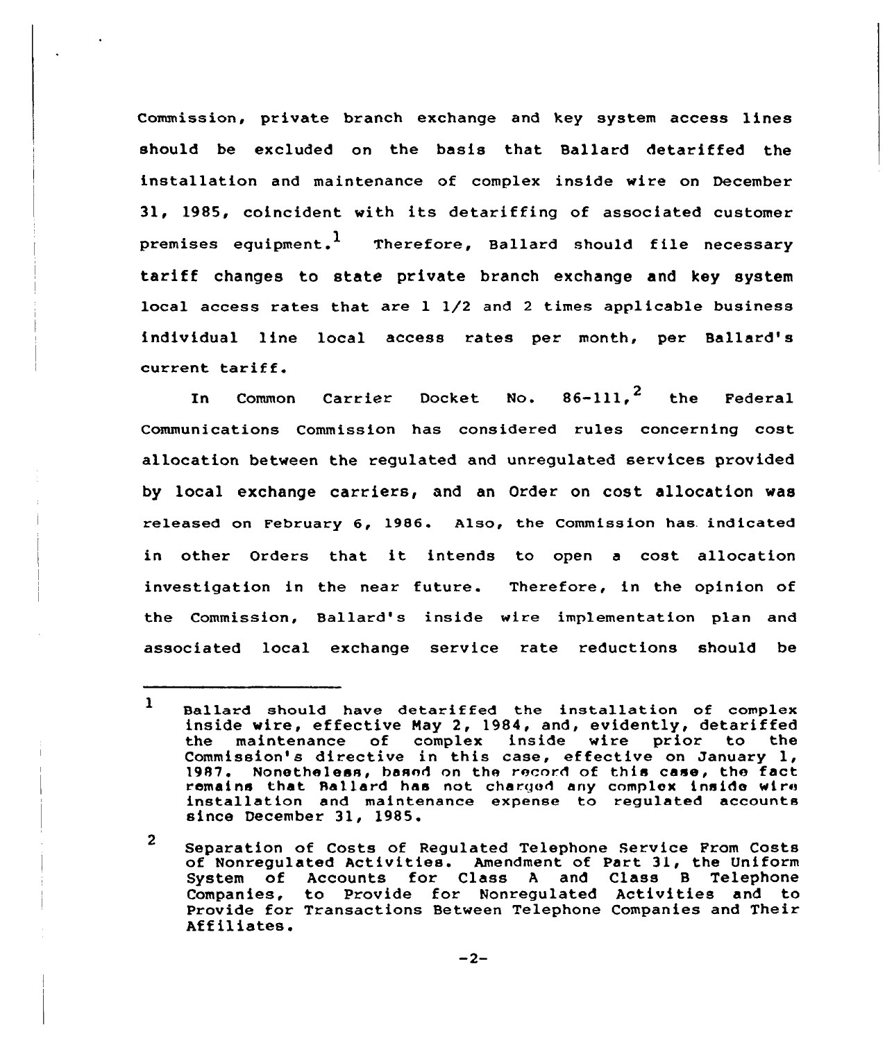Commission, private branch exchange and key system access lines should be excluded on the basis that Ballard detariffed the installation and maintenance of complex inside wire on December 31, 1985, coincident with its detariffing of associated customer premises equipment.[1] Therefore, Ballard should file necessary tariff changes to state private branch exchange and key system local access rates that are 1 1/2 and 2 times applicable business individual line local access rates per month, per Ballard's current tariff.

In Common Carrier Docket No. 86-111,[2] the Federal Communications Commission has considered rules concerning cost allocation between the regulated and unregulated services provided by local exchange carriers, and an Order on cost allocation was released on February 6, 1986. Also, the Commission has indicated in other Orders that it intends to open a cost allocation investigation in the near future. Therefore, in the opinion of the Commission, Ballard's inside wire implementation plan and associated local exchange service rate reductions should be

---

[1] Ballard should have detariffed the installation of complex inside wire, effective May 2, 1984, and, evidently, detariffed the maintenance of complex inside wire prior to the Commission's directive in this case, effective on January 1, 1987. Nonetheless, based on the record of this case, the fact remains that Ballard has not charged any complex inside wire installation and maintenance expense to regulated accounts since December 31, 1985.

[2] Separation of Costs of Regulated Telephone Service From Costs of Nonregulated Activities. Amendment of Part 31, the Uniform System of Accounts for Class A and Class B Telephone Companies, to Provide for Nonregulated Activities and to Provide for Transactions Between Telephone Companies and Their Affiliates.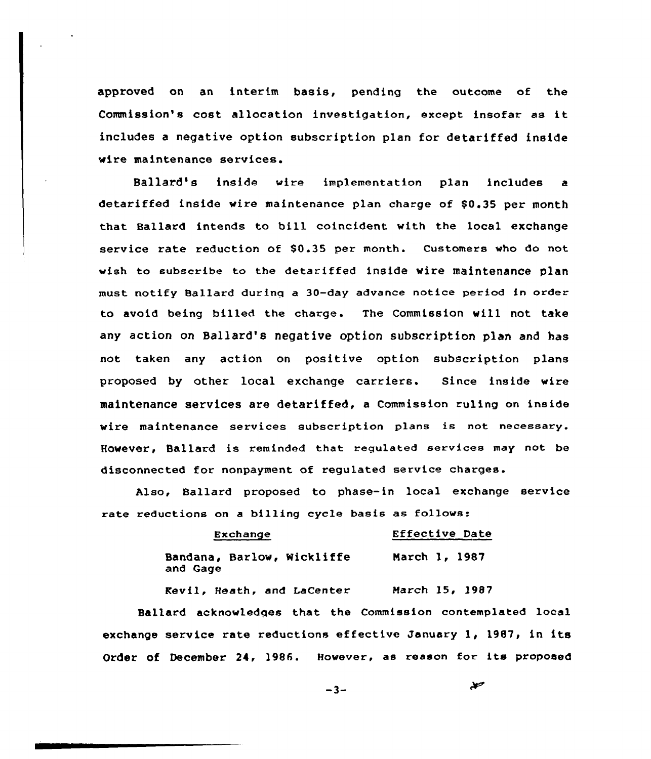approved on an interim basis, pending the outcome of the Commission's cost allocation investigation, except insofar as it includes a negative option subscription plan for detariffed inside wire maintenance services.

Ballard's inside wire implementation plan includes a detariffed inside wire maintenance plan charge of $0.35 per month that Ballard intends to bill coincident with the local exchange service rate reduction of $0.35 per month. Customers who do not wish to subscribe to the detariffed inside wire maintenance plan must notify Ballard during a 30-day advance notice period in order to avoid being billed the charge. The Commission will not take any action on Ballard's negative option subscription plan and has not taken any action on positive option subscription plans proposed by other local exchange carriers. Since inside wire maintenance services are detariffed, a Commission ruling on inside wire maintenance services subscription plans is not necessary. However, Ballard is reminded that regulated services may not be disconnected for nonpayment of regulated service charges.

Also, Ballard proposed to phase-in local exchange service rate reductions on a billing cycle basis as follows:

| Exchange | Effective Date |
|---|---|
| Bandana, Barlow, Wickliffe and Gage | March 1, 1987 |
| Kevil, Heath, and LaCenter | March 15, 1987 |

Ballard acknowledges that the Commission contemplated local exchange service rate reductions effective January 1, 1987, in its Order of December 24, 1986. However, as reason for its proposed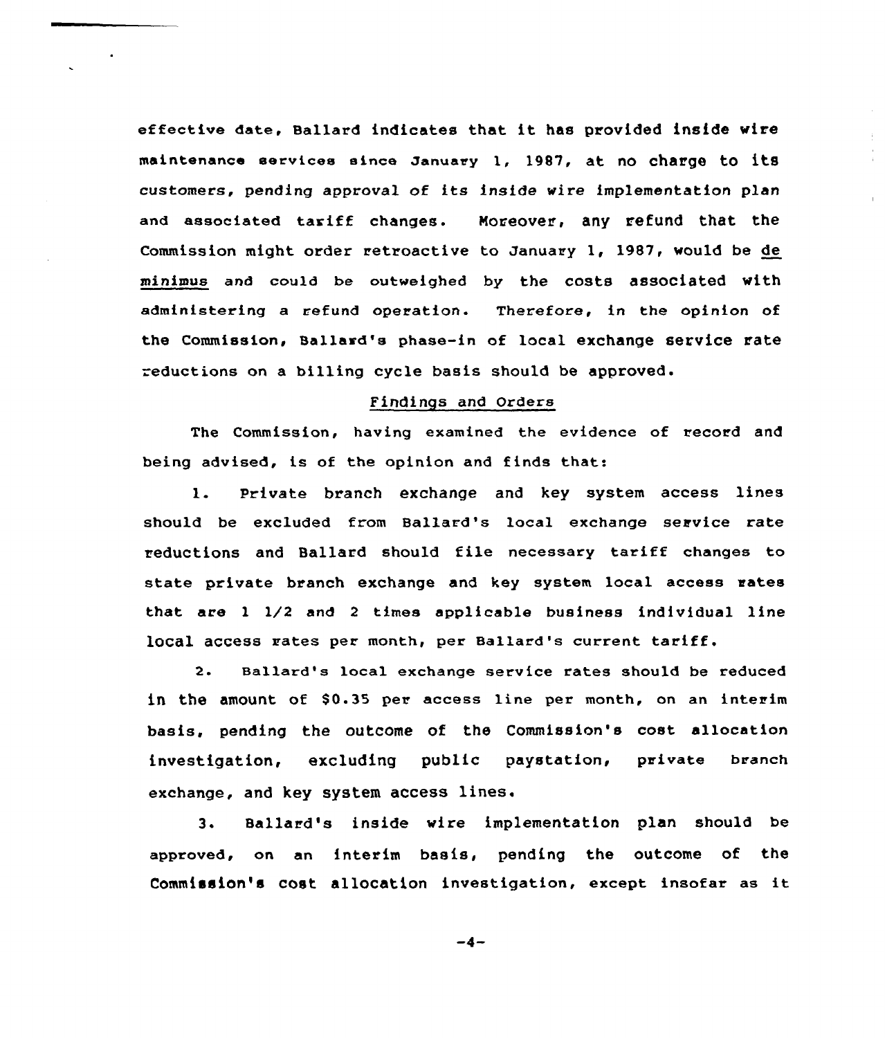effective date, Ballard indicates that it has provided inside wire maintenance services since January 1, 1987, at no charge to its customers, pending approval of its inside wire implementation plan and associated tariff changes. Moreover, any refund that the Commission might order retroactive to January 1, 1987, would be *de minimus* and could be outweighed by the costs associated with administering a refund operation. Therefore, in the opinion of the Commission, Ballard's phase-in of local exchange service rate reductions on a billing cycle basis should be approved.

## Findings and Orders

The Commission, having examined the evidence of record and being advised, is of the opinion and finds that:

1. Private branch exchange and key system access lines should be excluded from Ballard's local exchange service rate reductions and Ballard should file necessary tariff changes to state private branch exchange and key system local access rates that are 1 1/2 and 2 times applicable business individual line local access rates per month, per Ballard's current tariff.

2. Ballard's local exchange service rates should be reduced in the amount of $0.35 per access line per month, on an interim basis, pending the outcome of the Commission's cost allocation investigation, excluding public paystation, private branch exchange, and key system access lines.

3. Ballard's inside wire implementation plan should be approved, on an interim basis, pending the outcome of the Commission's cost allocation investigation, except insofar as it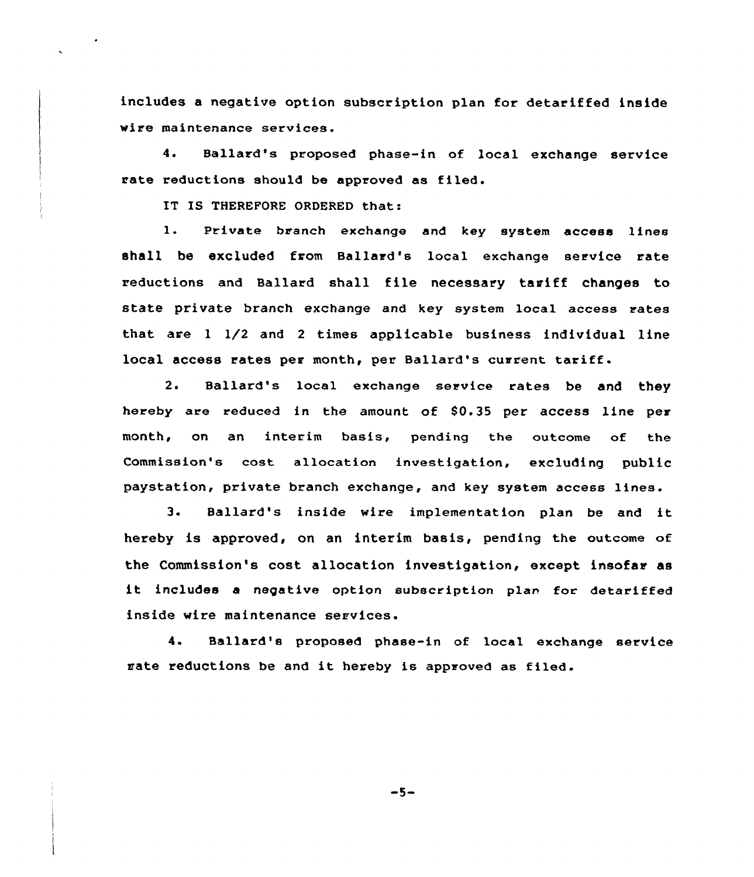includes a negative option subscription plan for detariffed inside wire maintenance services.

4. Ballard's proposed phase-in of local exchange service rate reductions should be approved as filed.

IT IS THEREFORE ORDERED that:

1. Private branch exchange and key system access lines shall be excluded from Ballard's local exchange service rate reductions and Ballard shall file necessary tariff changes to state private branch exchange and key system local access rates that are 1 1/2 and 2 times applicable business individual line local access rates per month, per Ballard's current tariff.

2. Ballard's local exchange service rates be and they hereby are reduced in the amount of $0.35 per access line per month, on an interim basis, pending the outcome of the Commission's cost allocation investigation, excluding public paystation, private branch exchange, and key system access lines.

3. Ballard's inside wire implementation plan be and it hereby is approved, on an interim basis, pending the outcome of the Commission's cost allocation investigation, except insofar as it includes a negative option subscription plan for detariffed inside wire maintenance services.

4. Ballard's proposed phase-in of local exchange service rate reductions be and it hereby is approved as filed.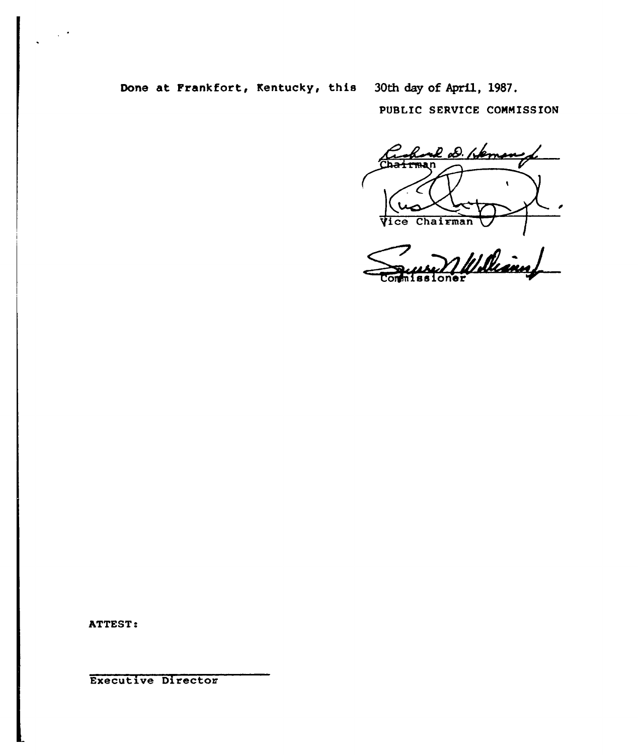Done at Frankfort, Kentucky, this 30th day of April, 1987.

PUBLIC SERVICE COMMISSION

Chairman

Vice Chairman

Commissioner

ATTEST:

Executive Director